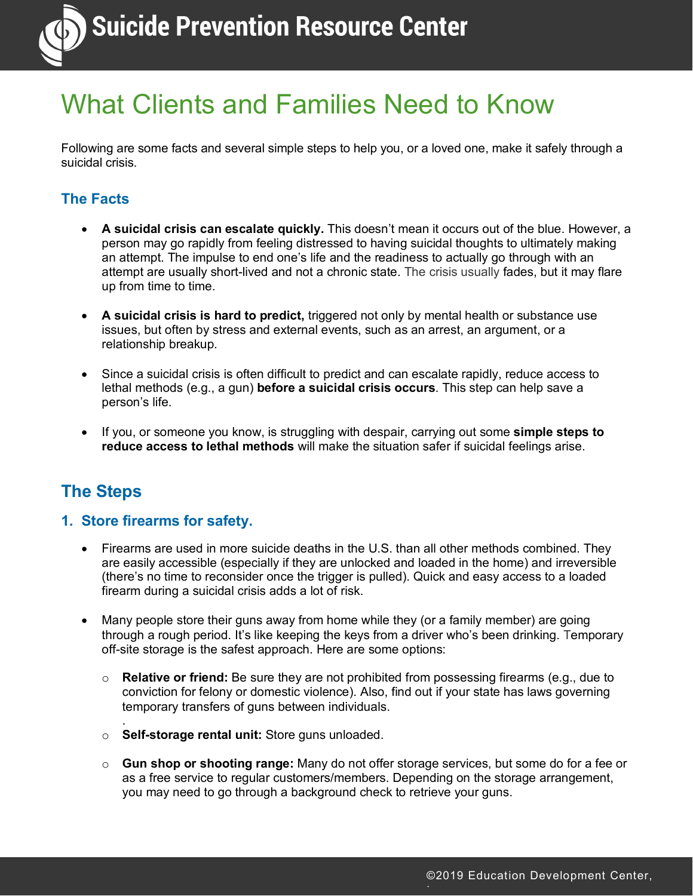# What Clients and Families Need to Know

Following are some facts and several simple steps to help you, or a loved one, make it safely through a suicidal crisis.

## The Facts

- **A suicidal crisis can escalate quickly.** This doesn't mean it occurs out of the blue. However, a person may go rapidly from feeling distressed to having suicidal thoughts to ultimately making an attempt. The impulse to end one's life and the readiness to actually go through with an attempt are usually short-lived and not a chronic state. The crisis usually fades, but it may flare up from time to time.
- **A suicidal crisis is hard to predict,** triggered not only by mental health or substance use issues, but often by stress and external events, such as an arrest, an argument, or a relationship breakup.
- Since a suicidal crisis is often difficult to predict and can escalate rapidly, reduce access to lethal methods (e.g., a gun) **before a suicidal crisis occurs**. This step can help save a person's life.
- If you, or someone you know, is struggling with despair, carrying out some **simple steps to reduce access to lethal methods** will make the situation safer if suicidal feelings arise.

## The Steps

### 1. Store firearms for safety.

- Firearms are used in more suicide deaths in the U.S. than all other methods combined. They are easily accessible (especially if they are unlocked and loaded in the home) and irreversible (there's no time to reconsider once the trigger is pulled). Quick and easy access to a loaded firearm during a suicidal crisis adds a lot of risk.
- Many people store their guns away from home while they (or a family member) are going through a rough period. It's like keeping the keys from a driver who's been drinking. Temporary off-site storage is the safest approach. Here are some options:
  - **Relative or friend:** Be sure they are not prohibited from possessing firearms (e.g., due to conviction for felony or domestic violence). Also, find out if your state has laws governing temporary transfers of guns between individuals.
  - **Self-storage rental unit:** Store guns unloaded.
  - **Gun shop or shooting range:** Many do not offer storage services, but some do for a fee or as a free service to regular customers/members. Depending on the storage arrangement, you may need to go through a background check to retrieve your guns.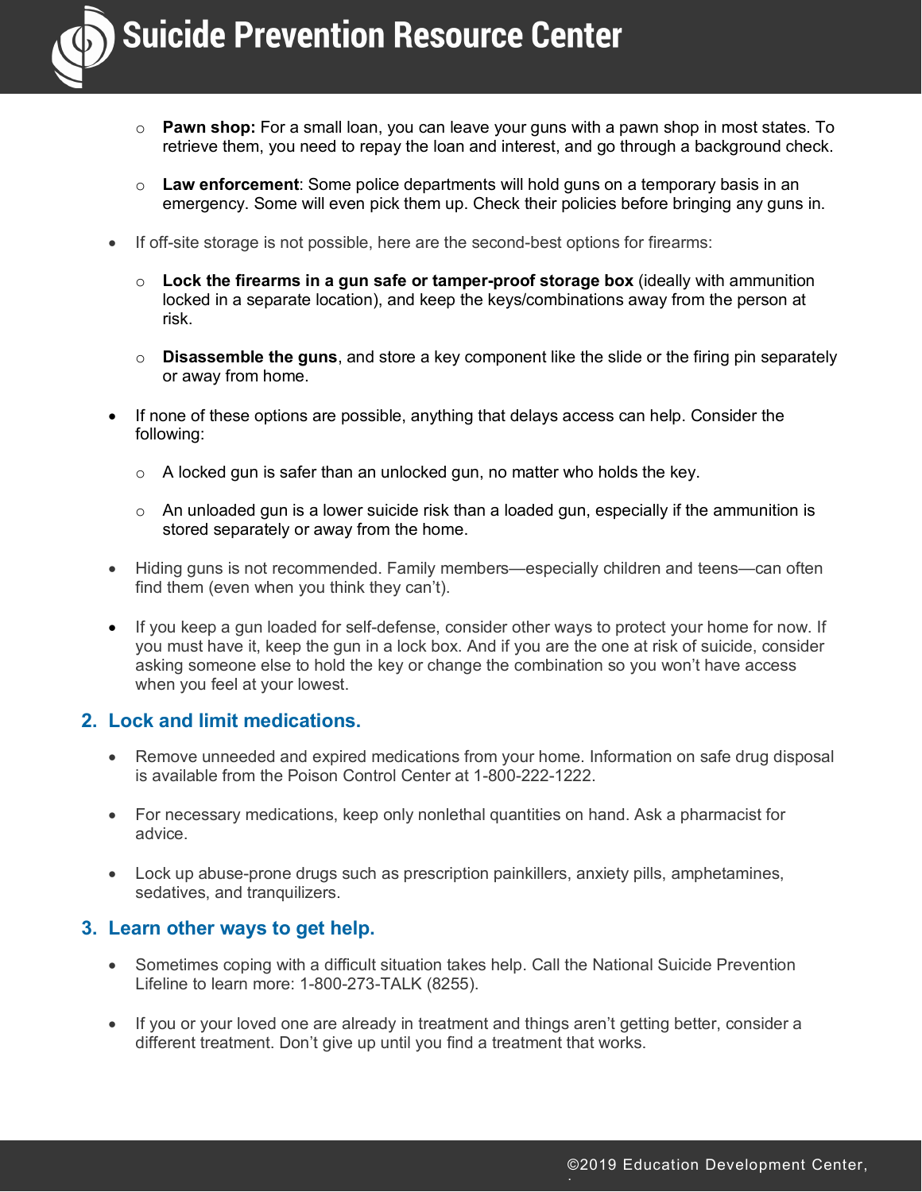- **Pawn shop:** For a small loan, you can leave your guns with a pawn shop in most states. To retrieve them, you need to repay the loan and interest, and go through a background check.

   - **Law enforcement**: Some police departments will hold guns on a temporary basis in an emergency. Some will even pick them up. Check their policies before bringing any guns in.

- If off-site storage is not possible, here are the second-best options for firearms:

   - **Lock the firearms in a gun safe or tamper-proof storage box** (ideally with ammunition locked in a separate location), and keep the keys/combinations away from the person at risk.

   - **Disassemble the guns**, and store a key component like the slide or the firing pin separately or away from home.

- If none of these options are possible, anything that delays access can help. Consider the following:

   - A locked gun is safer than an unlocked gun, no matter who holds the key.

   - An unloaded gun is a lower suicide risk than a loaded gun, especially if the ammunition is stored separately or away from the home.

- Hiding guns is not recommended. Family members—especially children and teens—can often find them (even when you think they can't).

- If you keep a gun loaded for self-defense, consider other ways to protect your home for now. If you must have it, keep the gun in a lock box. And if you are the one at risk of suicide, consider asking someone else to hold the key or change the combination so you won't have access when you feel at your lowest.

## 2. Lock and limit medications.

- Remove unneeded and expired medications from your home. Information on safe drug disposal is available from the Poison Control Center at 1-800-222-1222.

- For necessary medications, keep only nonlethal quantities on hand. Ask a pharmacist for advice.

- Lock up abuse-prone drugs such as prescription painkillers, anxiety pills, amphetamines, sedatives, and tranquilizers.

## 3. Learn other ways to get help.

- Sometimes coping with a difficult situation takes help. Call the National Suicide Prevention Lifeline to learn more: 1-800-273-TALK (8255).

- If you or your loved one are already in treatment and things aren't getting better, consider a different treatment. Don't give up until you find a treatment that works.